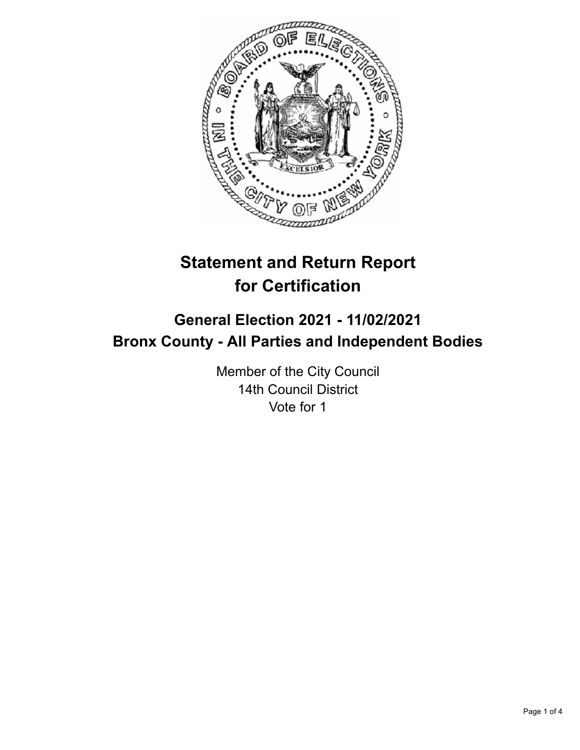# Statement and Return Report for Certification

## General Election 2021 - 11/02/2021
## Bronx County - All Parties and Independent Bodies

Member of the City Council
14th Council District
Vote for 1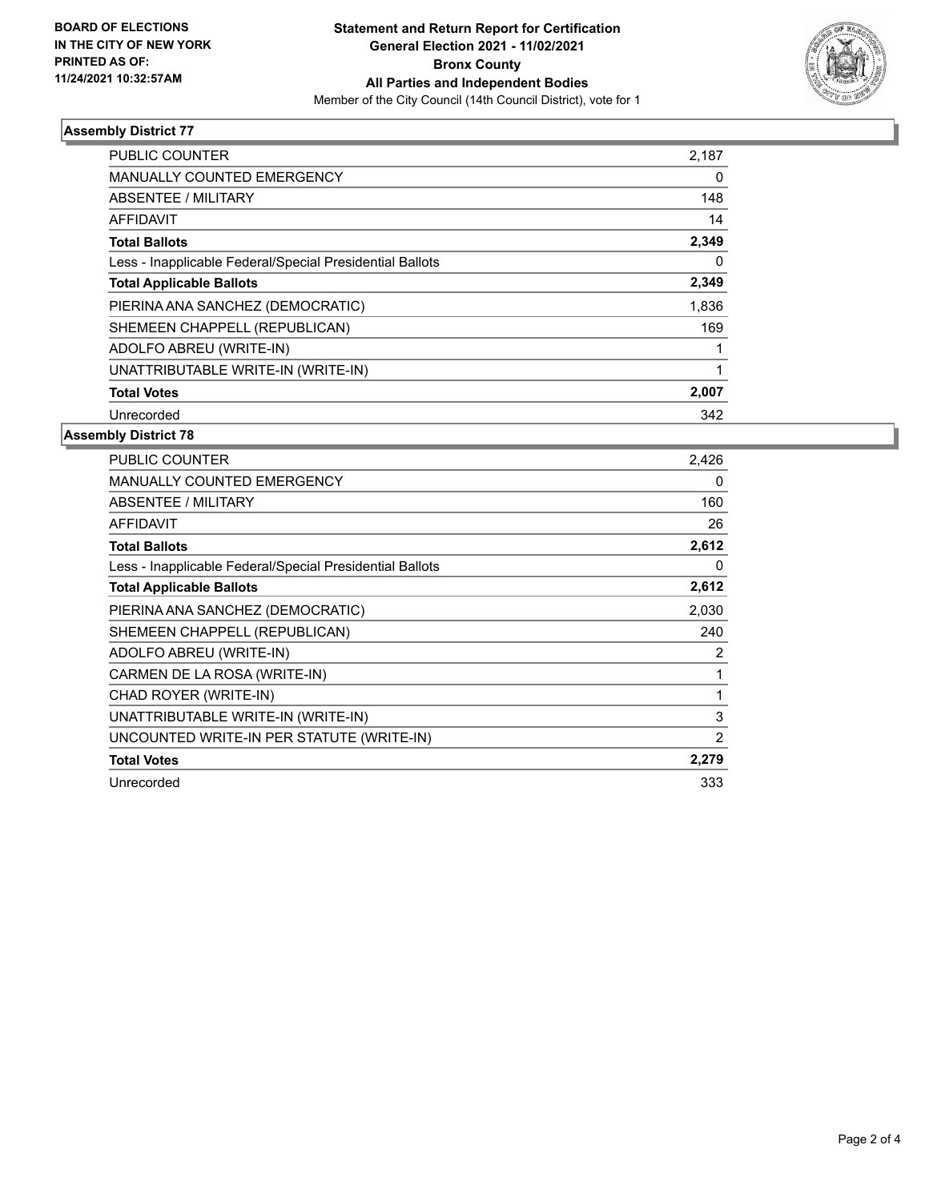BOARD OF ELECTIONS
IN THE CITY OF NEW YORK
PRINTED AS OF:
11/24/2021 10:32:57AM

**Statement and Return Report for Certification**
**General Election 2021 - 11/02/2021**
**Bronx County**
**All Parties and Independent Bodies**
Member of the City Council (14th Council District), vote for 1

## Assembly District 77

| | |
|---|---|
| PUBLIC COUNTER | 2,187 |
| MANUALLY COUNTED EMERGENCY | 0 |
| ABSENTEE / MILITARY | 148 |
| AFFIDAVIT | 14 |
| **Total Ballots** | **2,349** |
| Less - Inapplicable Federal/Special Presidential Ballots | 0 |
| **Total Applicable Ballots** | **2,349** |
| PIERINA ANA SANCHEZ (DEMOCRATIC) | 1,836 |
| SHEMEEN CHAPPELL (REPUBLICAN) | 169 |
| ADOLFO ABREU (WRITE-IN) | 1 |
| UNATTRIBUTABLE WRITE-IN (WRITE-IN) | 1 |
| **Total Votes** | **2,007** |
| Unrecorded | 342 |

## Assembly District 78

| | |
|---|---|
| PUBLIC COUNTER | 2,426 |
| MANUALLY COUNTED EMERGENCY | 0 |
| ABSENTEE / MILITARY | 160 |
| AFFIDAVIT | 26 |
| **Total Ballots** | **2,612** |
| Less - Inapplicable Federal/Special Presidential Ballots | 0 |
| **Total Applicable Ballots** | **2,612** |
| PIERINA ANA SANCHEZ (DEMOCRATIC) | 2,030 |
| SHEMEEN CHAPPELL (REPUBLICAN) | 240 |
| ADOLFO ABREU (WRITE-IN) | 2 |
| CARMEN DE LA ROSA (WRITE-IN) | 1 |
| CHAD ROYER (WRITE-IN) | 1 |
| UNATTRIBUTABLE WRITE-IN (WRITE-IN) | 3 |
| UNCOUNTED WRITE-IN PER STATUTE (WRITE-IN) | 2 |
| **Total Votes** | **2,279** |
| Unrecorded | 333 |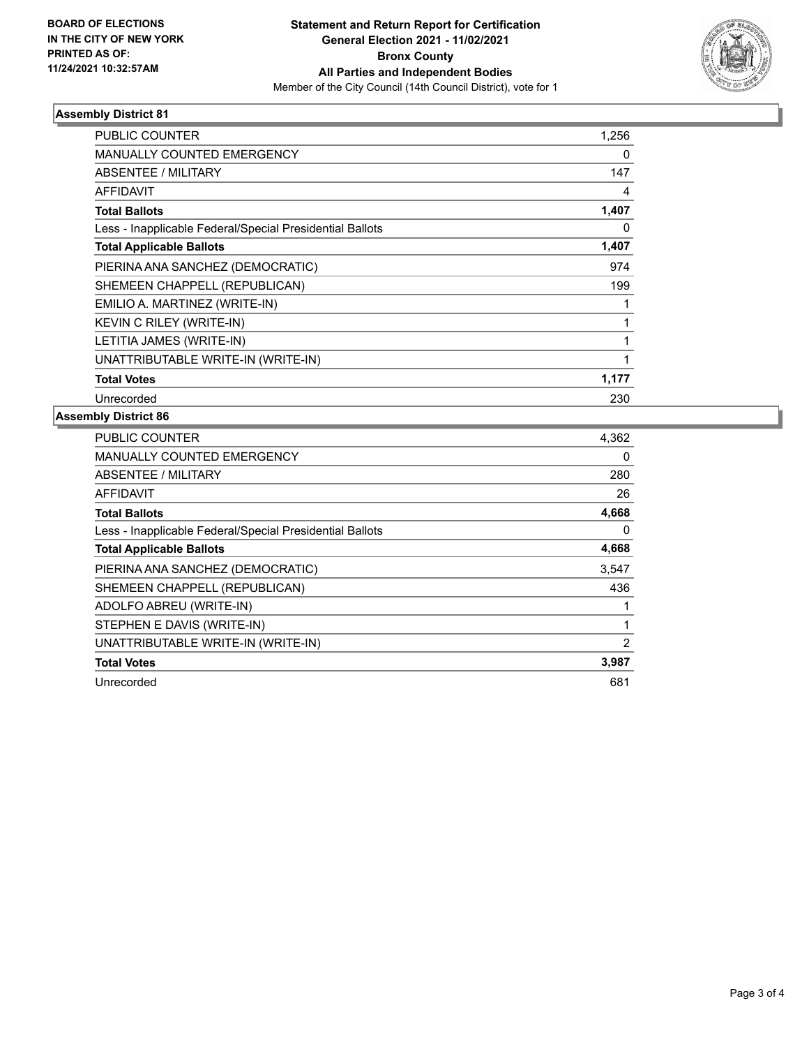**BOARD OF ELECTIONS IN THE CITY OF NEW YORK PRINTED AS OF: 11/24/2021 10:32:57AM**

**Statement and Return Report for Certification**
**General Election 2021 - 11/02/2021**
**Bronx County**
**All Parties and Independent Bodies**
Member of the City Council (14th Council District), vote for 1

### Assembly District 81

| | |
|---|---|
| PUBLIC COUNTER | 1,256 |
| MANUALLY COUNTED EMERGENCY | 0 |
| ABSENTEE / MILITARY | 147 |
| AFFIDAVIT | 4 |
| **Total Ballots** | **1,407** |
| Less - Inapplicable Federal/Special Presidential Ballots | 0 |
| **Total Applicable Ballots** | **1,407** |
| PIERINA ANA SANCHEZ (DEMOCRATIC) | 974 |
| SHEMEEN CHAPPELL (REPUBLICAN) | 199 |
| EMILIO A. MARTINEZ (WRITE-IN) | 1 |
| KEVIN C RILEY (WRITE-IN) | 1 |
| LETITIA JAMES (WRITE-IN) | 1 |
| UNATTRIBUTABLE WRITE-IN (WRITE-IN) | 1 |
| **Total Votes** | **1,177** |
| Unrecorded | 230 |

### Assembly District 86

| | |
|---|---|
| PUBLIC COUNTER | 4,362 |
| MANUALLY COUNTED EMERGENCY | 0 |
| ABSENTEE / MILITARY | 280 |
| AFFIDAVIT | 26 |
| **Total Ballots** | **4,668** |
| Less - Inapplicable Federal/Special Presidential Ballots | 0 |
| **Total Applicable Ballots** | **4,668** |
| PIERINA ANA SANCHEZ (DEMOCRATIC) | 3,547 |
| SHEMEEN CHAPPELL (REPUBLICAN) | 436 |
| ADOLFO ABREU (WRITE-IN) | 1 |
| STEPHEN E DAVIS (WRITE-IN) | 1 |
| UNATTRIBUTABLE WRITE-IN (WRITE-IN) | 2 |
| **Total Votes** | **3,987** |
| Unrecorded | 681 |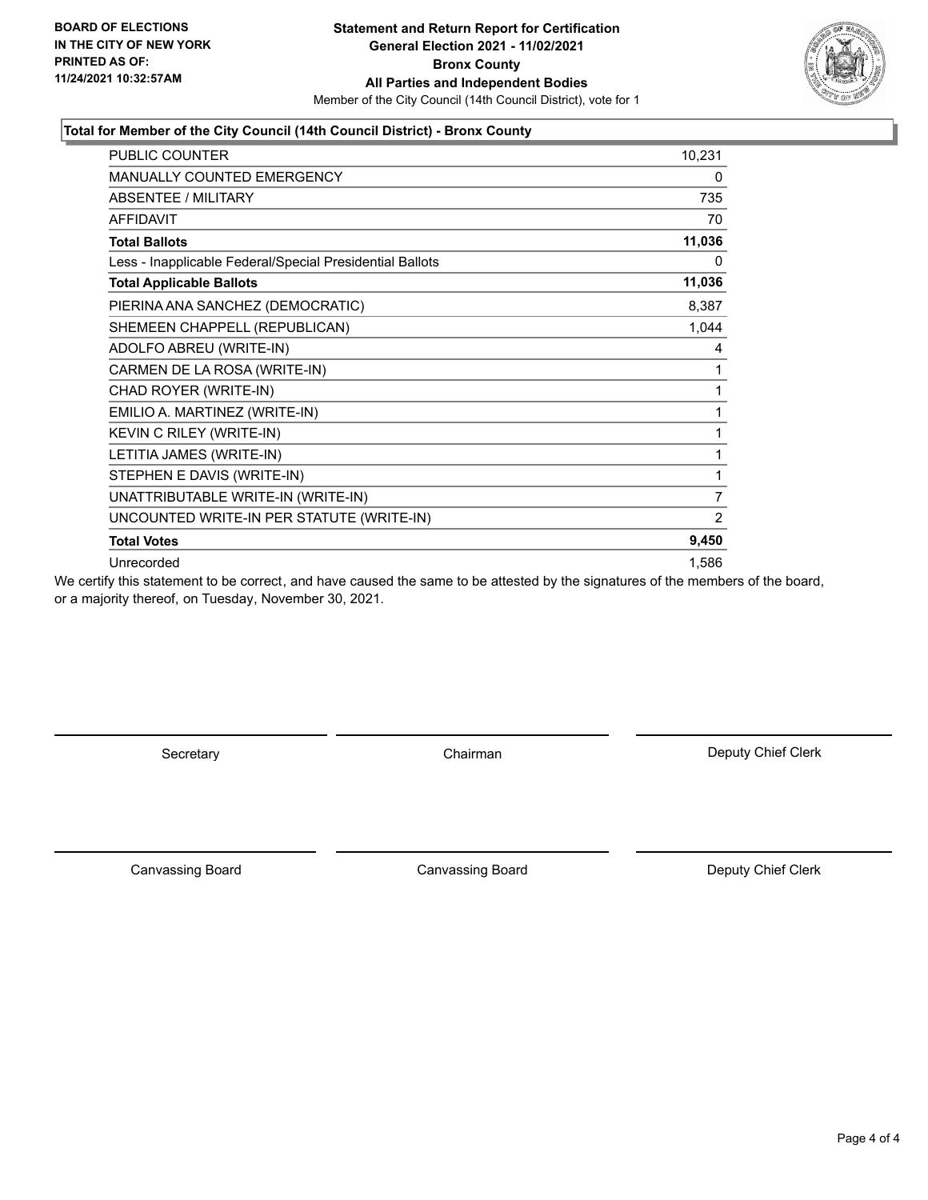**BOARD OF ELECTIONS IN THE CITY OF NEW YORK PRINTED AS OF: 11/24/2021 10:32:57AM**

**Statement and Return Report for Certification**
**General Election 2021 - 11/02/2021**
**Bronx County**
**All Parties and Independent Bodies**
Member of the City Council (14th Council District), vote for 1

### Total for Member of the City Council (14th Council District) - Bronx County

| | |
|---|---|
| PUBLIC COUNTER | 10,231 |
| MANUALLY COUNTED EMERGENCY | 0 |
| ABSENTEE / MILITARY | 735 |
| AFFIDAVIT | 70 |
| **Total Ballots** | **11,036** |
| Less - Inapplicable Federal/Special Presidential Ballots | 0 |
| **Total Applicable Ballots** | **11,036** |
| PIERINA ANA SANCHEZ (DEMOCRATIC) | 8,387 |
| SHEMEEN CHAPPELL (REPUBLICAN) | 1,044 |
| ADOLFO ABREU (WRITE-IN) | 4 |
| CARMEN DE LA ROSA (WRITE-IN) | 1 |
| CHAD ROYER (WRITE-IN) | 1 |
| EMILIO A. MARTINEZ (WRITE-IN) | 1 |
| KEVIN C RILEY (WRITE-IN) | 1 |
| LETITIA JAMES (WRITE-IN) | 1 |
| STEPHEN E DAVIS (WRITE-IN) | 1 |
| UNATTRIBUTABLE WRITE-IN (WRITE-IN) | 7 |
| UNCOUNTED WRITE-IN PER STATUTE (WRITE-IN) | 2 |
| **Total Votes** | **9,450** |
| Unrecorded | 1,586 |

We certify this statement to be correct, and have caused the same to be attested by the signatures of the members of the board, or a majority thereof, on Tuesday, November 30, 2021.

Secretary

Chairman

Deputy Chief Clerk

Canvassing Board

Canvassing Board

Deputy Chief Clerk